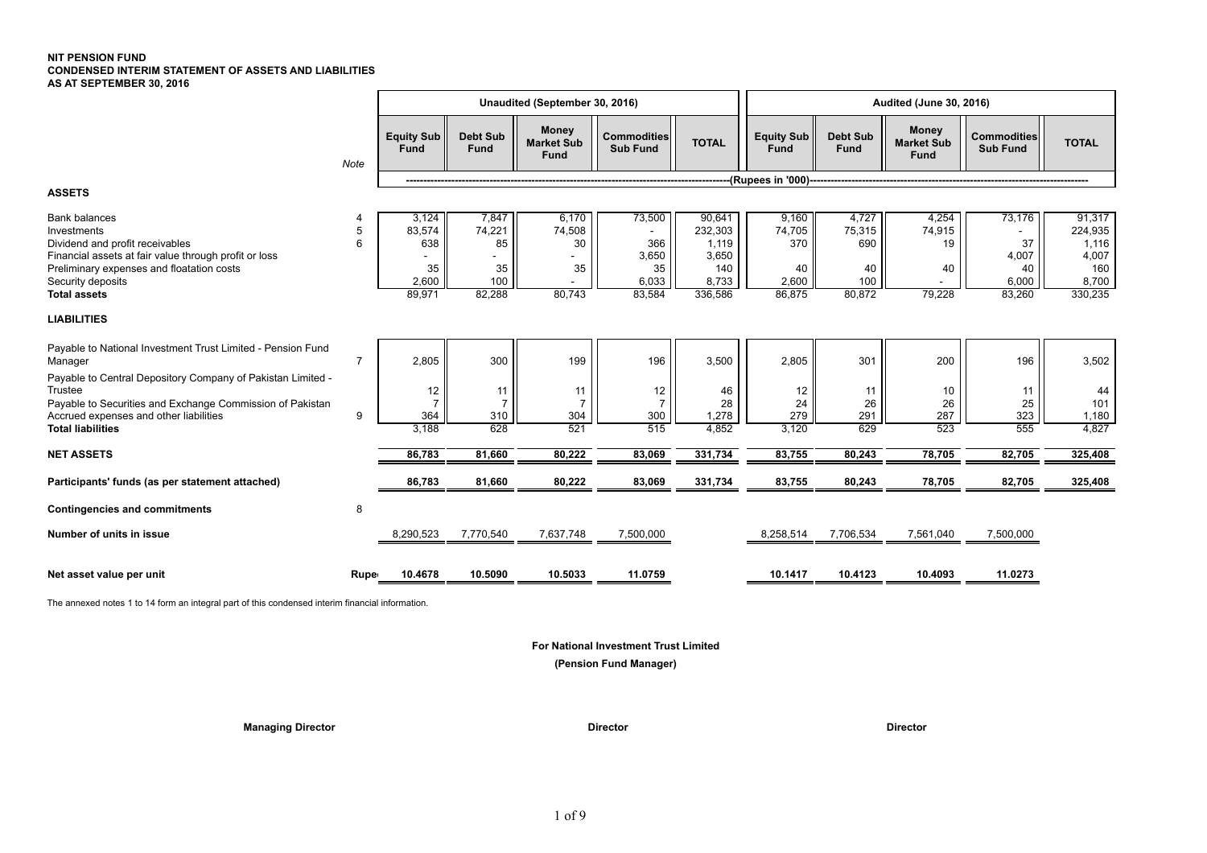**NIT PENSION FUND**
**CONDENSED INTERIM STATEMENT OF ASSETS AND LIABILITIES**
**AS AT SEPTEMBER 30, 2016**

| | Note | Unaudited (September 30, 2016) | | | | | Audited (June 30, 2016) | | | | |
|---|---|---|---|---|---|---|---|---|---|---|---|
| | | Equity Sub Fund | Debt Sub Fund | Money Market Sub Fund | Commodities Sub Fund | TOTAL | Equity Sub Fund | Debt Sub Fund | Money Market Sub Fund | Commodities Sub Fund | TOTAL |
| | | (Rupees in '000) | | | | | | | | | |
| **ASSETS** | | | | | | | | | | | |
| Bank balances | 4 | 3,124 | 7,847 | 6,170 | 73,500 | 90,641 | 9,160 | 4,727 | 4,254 | 73,176 | 91,317 |
| Investments | 5 | 83,574 | 74,221 | 74,508 | - | 232,303 | 74,705 | 75,315 | 74,915 | - | 224,935 |
| Dividend and profit receivables | 6 | 638 | 85 | 30 | 366 | 1,119 | 370 | 690 | 19 | 37 | 1,116 |
| Financial assets at fair value through profit or loss | | - | - | - | 3,650 | 3,650 | | | | 4,007 | 4,007 |
| Preliminary expenses and floatation costs | | 35 | 35 | 35 | 35 | 140 | 40 | 40 | 40 | 40 | 160 |
| Security deposits | | 2,600 | 100 | - | 6,033 | 8,733 | 2,600 | 100 | - | 6,000 | 8,700 |
| **Total assets** | | 89,971 | 82,288 | 80,743 | 83,584 | 336,586 | 86,875 | 80,872 | 79,228 | 83,260 | 330,235 |
| **LIABILITIES** | | | | | | | | | | | |
| Payable to National Investment Trust Limited - Pension Fund Manager | 7 | 2,805 | 300 | 199 | 196 | 3,500 | 2,805 | 301 | 200 | 196 | 3,502 |
| Payable to Central Depository Company of Pakistan Limited - Trustee | | 12 | 11 | 11 | 12 | 46 | 12 | 11 | 10 | 11 | 44 |
| Payable to Securities and Exchange Commission of Pakistan | | 7 | 7 | 7 | 7 | 28 | 24 | 26 | 26 | 25 | 101 |
| Accrued expenses and other liabilities | 9 | 364 | 310 | 304 | 300 | 1,278 | 279 | 291 | 287 | 323 | 1,180 |
| **Total liabilities** | | 3,188 | 628 | 521 | 515 | 4,852 | 3,120 | 629 | 523 | 555 | 4,827 |
| **NET ASSETS** | | **86,783** | **81,660** | **80,222** | **83,069** | **331,734** | **83,755** | **80,243** | **78,705** | **82,705** | **325,408** |
| **Participants' funds (as per statement attached)** | | **86,783** | **81,660** | **80,222** | **83,069** | **331,734** | **83,755** | **80,243** | **78,705** | **82,705** | **325,408** |
| **Contingencies and commitments** | 8 | | | | | | | | | | |
| **Number of units in issue** | | 8,290,523 | 7,770,540 | 7,637,748 | 7,500,000 | | 8,258,514 | 7,706,534 | 7,561,040 | 7,500,000 | |
| **Net asset value per unit** | Rupees | **10.4678** | **10.5090** | **10.5033** | **11.0759** | | **10.1417** | **10.4123** | **10.4093** | **11.0273** | |

The annexed notes 1 to 14 form an integral part of this condensed interim financial information.

**For National Investment Trust Limited**
**(Pension Fund Manager)**

**Managing Director** | **Director** | **Director**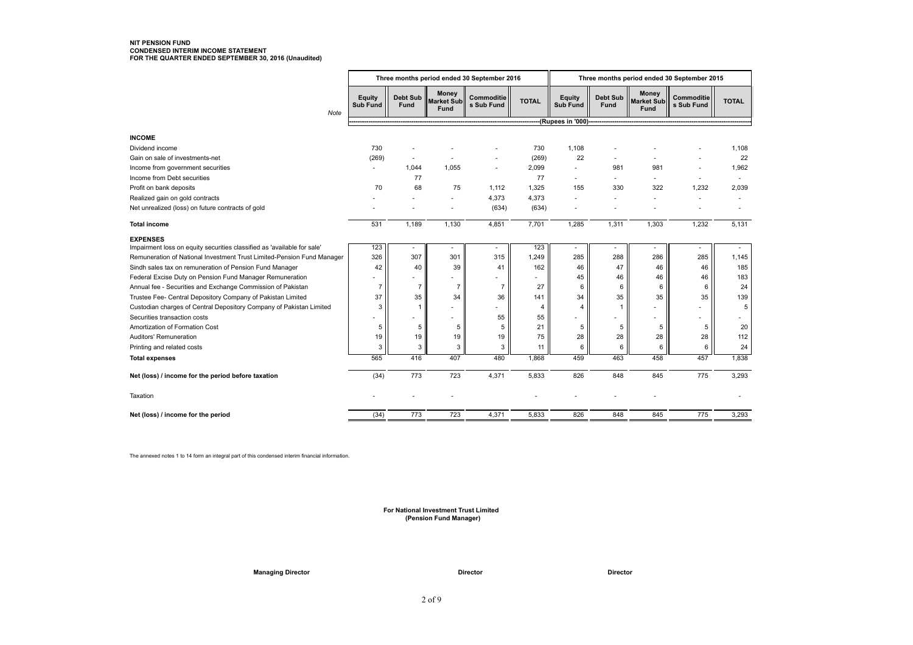**NIT PENSION FUND**
**CONDENSED INTERIM INCOME STATEMENT**
**FOR THE QUARTER ENDED SEPTEMBER 30, 2016 (Unaudited)**

| | Note | Three months period ended 30 September 2016 | | | | | Three months period ended 30 September 2015 | | | | |
|---|---|---|---|---|---|---|---|---|---|---|---|
| | | Equity Sub Fund | Debt Sub Fund | Money Market Sub Fund | Commodities Sub Fund | TOTAL | Equity Sub Fund | Debt Sub Fund | Money Market Sub Fund | Commodities Sub Fund | TOTAL |
| | | (Rupees in '000) | | | | | | | | | |
| **INCOME** | | | | | | | | | | | |
| Dividend income | | 730 | - | - | - | 730 | 1,108 | - | - | - | 1,108 |
| Gain on sale of investments-net | | (269) | - | - | - | (269) | 22 | - | - | - | 22 |
| Income from government securities | | - | 1,044 | 1,055 | - | 2,099 | - | 981 | 981 | - | 1,962 |
| Income from Debt securities | | | 77 | | | 77 | - | - | - | - | - |
| Profit on bank deposits | | 70 | 68 | 75 | 1,112 | 1,325 | 155 | 330 | 322 | 1,232 | 2,039 |
| Realized gain on gold contracts | | - | - | - | 4,373 | 4,373 | - | - | - | - | - |
| Net unrealized (loss) on future contracts of gold | | - | - | - | (634) | (634) | - | - | - | - | - |
| **Total income** | | 531 | 1,189 | 1,130 | 4,851 | 7,701 | 1,285 | 1,311 | 1,303 | 1,232 | 5,131 |
| **EXPENSES** | | | | | | | | | | | |
| Impairment loss on equity securities classified as 'available for sale' | | 123 | - | - | - | 123 | - | - | - | - | - |
| Remuneration of National Investment Trust Limited-Pension Fund Manager | | 326 | 307 | 301 | 315 | 1,249 | 285 | 288 | 286 | 285 | 1,145 |
| Sindh sales tax on remuneration of Pension Fund Manager | | 42 | 40 | 39 | 41 | 162 | 46 | 47 | 46 | 46 | 185 |
| Federal Excise Duty on Pension Fund Manager Remuneration | | - | - | - | - | - | 45 | 46 | 46 | 46 | 183 |
| Annual fee - Securities and Exchange Commission of Pakistan | | 7 | 7 | 7 | 7 | 27 | 6 | 6 | 6 | 6 | 24 |
| Trustee Fee- Central Depository Company of Pakistan Limited | | 37 | 35 | 34 | 36 | 141 | 34 | 35 | 35 | 35 | 139 |
| Custodian charges of Central Depository Company of Pakistan Limited | | 3 | 1 | - | - | 4 | 4 | 1 | - | - | 5 |
| Securities transaction costs | | - | - | - | 55 | 55 | - | - | - | - | - |
| Amortization of Formation Cost | | 5 | 5 | 5 | 5 | 21 | 5 | 5 | 5 | 5 | 20 |
| Auditors' Remuneration | | 19 | 19 | 19 | 19 | 75 | 28 | 28 | 28 | 28 | 112 |
| Printing and related costs | | 3 | 3 | 3 | 3 | 11 | 6 | 6 | 6 | 6 | 24 |
| **Total expenses** | | 565 | 416 | 407 | 480 | 1,868 | 459 | 463 | 458 | 457 | 1,838 |
| **Net (loss) / income for the period before taxation** | | (34) | 773 | 723 | 4,371 | 5,833 | 826 | 848 | 845 | 775 | 3,293 |
| Taxation | | - | - | - | | - | - | - | - | | - |
| **Net (loss) / income for the period** | | (34) | 773 | 723 | 4,371 | 5,833 | 826 | 848 | 845 | 775 | 3,293 |

The annexed notes 1 to 14 form an integral part of this condensed interim financial information.

**For National Investment Trust Limited**
**(Pension Fund Manager)**

**Managing Director** **Director** **Director**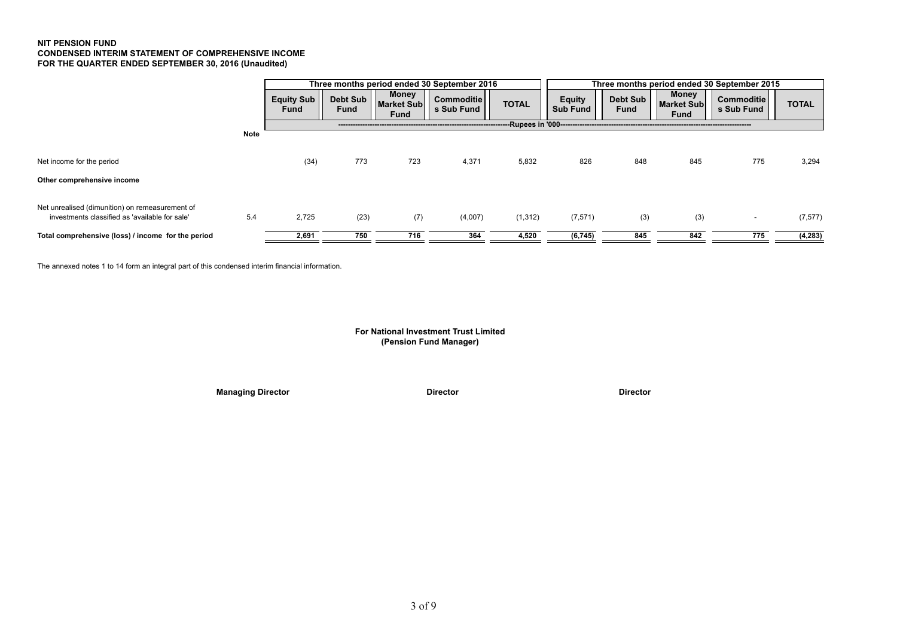**NIT PENSION FUND**
**CONDENSED INTERIM STATEMENT OF COMPREHENSIVE INCOME**
**FOR THE QUARTER ENDED SEPTEMBER 30, 2016 (Unaudited)**

| | Note | Three months period ended 30 September 2016 | | | | | Three months period ended 30 September 2015 | | | | |
|---|---|---|---|---|---|---|---|---|---|---|---|
| | | Equity Sub Fund | Debt Sub Fund | Money Market Sub Fund | Commodities Sub Fund | TOTAL | Equity Sub Fund | Debt Sub Fund | Money Market Sub Fund | Commodities Sub Fund | TOTAL |
| | | Rupees in '000 | | | | | | | | | |
| Net income for the period | | (34) | 773 | 723 | 4,371 | 5,832 | 826 | 848 | 845 | 775 | 3,294 |
| **Other comprehensive income** | | | | | | | | | | | |
| Net unrealised (dimunition) on remeasurement of investments classified as 'available for sale' | 5.4 | 2,725 | (23) | (7) | (4,007) | (1,312) | (7,571) | (3) | (3) | - | (7,577) |
| **Total comprehensive (loss) / income for the period** | | **2,691** | **750** | **716** | **364** | **4,520** | **(6,745)** | **845** | **842** | **775** | **(4,283)** |

The annexed notes 1 to 14 form an integral part of this condensed interim financial information.

**For National Investment Trust Limited**
**(Pension Fund Manager)**

**Managing Director** | **Director** | **Director**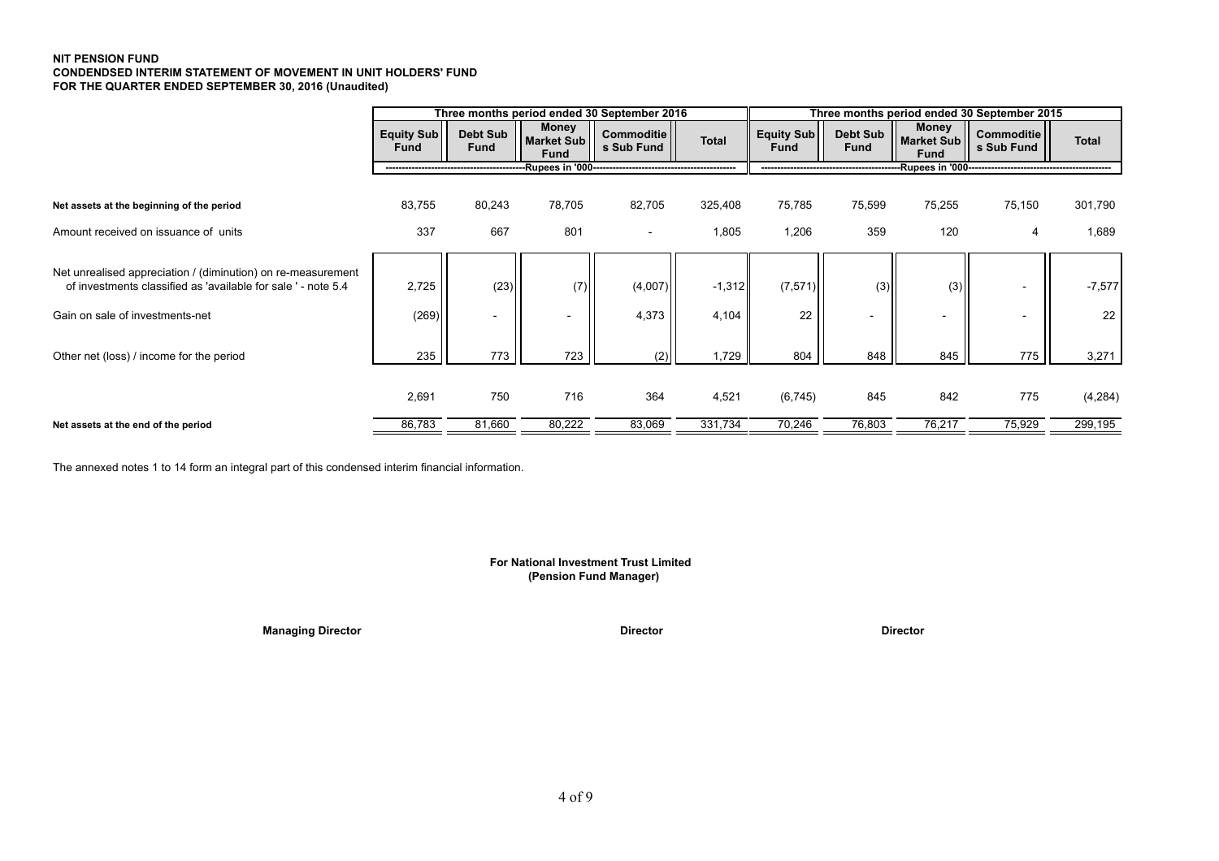**NIT PENSION FUND**
**CONDENDSED INTERIM STATEMENT OF MOVEMENT IN UNIT HOLDERS' FUND**
**FOR THE QUARTER ENDED SEPTEMBER 30, 2016 (Unaudited)**

| | Three months period ended 30 September 2016 | | | | | Three months period ended 30 September 2015 | | | | |
|---|---|---|---|---|---|---|---|---|---|---|
| | Equity Sub Fund | Debt Sub Fund | Money Market Sub Fund | Commodities Sub Fund | Total | Equity Sub Fund | Debt Sub Fund | Money Market Sub Fund | Commodities Sub Fund | Total |
| | Rupees in '000 | | | | | Rupees in '000 | | | | |
| **Net assets at the beginning of the period** | 83,755 | 80,243 | 78,705 | 82,705 | 325,408 | 75,785 | 75,599 | 75,255 | 75,150 | 301,790 |
| Amount received on issuance of units | 337 | 667 | 801 | - | 1,805 | 1,206 | 359 | 120 | 4 | 1,689 |
| Net unrealised appreciation / (diminution) on re-measurement of investments classified as 'available for sale ' - note 5.4 | 2,725 | (23) | (7) | (4,007) | -1,312 | (7,571) | (3) | (3) | - | -7,577 |
| Gain on sale of investments-net | (269) | - | - | 4,373 | 4,104 | 22 | - | - | - | 22 |
| Other net (loss) / income for the period | 235 | 773 | 723 | (2) | 1,729 | 804 | 848 | 845 | 775 | 3,271 |
| | 2,691 | 750 | 716 | 364 | 4,521 | (6,745) | 845 | 842 | 775 | (4,284) |
| **Net assets at the end of the period** | 86,783 | 81,660 | 80,222 | 83,069 | 331,734 | 70,246 | 76,803 | 76,217 | 75,929 | 299,195 |

The annexed notes 1 to 14 form an integral part of this condensed interim financial information.

**For National Investment Trust Limited**
**(Pension Fund Manager)**

**Managing Director** | **Director** | **Director**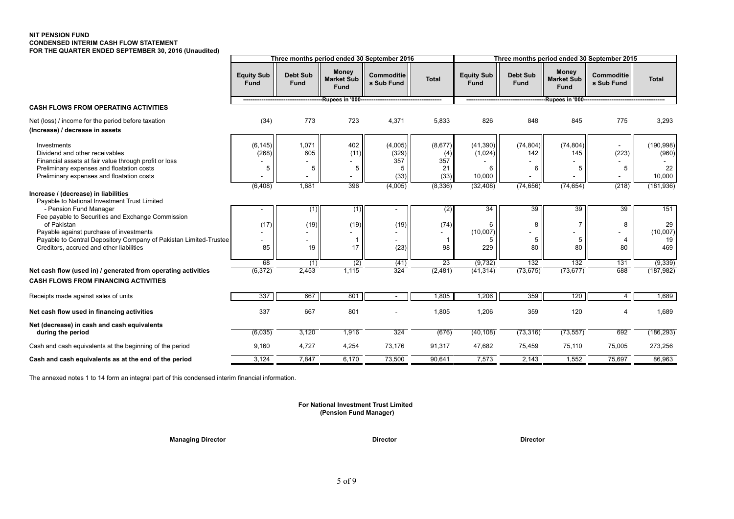**NIT PENSION FUND**
**CONDENSED INTERIM CASH FLOW STATEMENT**
**FOR THE QUARTER ENDED SEPTEMBER 30, 2016 (Unaudited)**

| | Three months period ended 30 September 2016 | | | | | Three months period ended 30 September 2015 | | | | |
|---|---|---|---|---|---|---|---|---|---|---|
| | Equity Sub Fund | Debt Sub Fund | Money Market Sub Fund | Commodities Sub Fund | Total | Equity Sub Fund | Debt Sub Fund | Money Market Sub Fund | Commodities Sub Fund | Total |
| | Rupees in '000 | | | | | Rupees in '000 | | | | |
| **CASH FLOWS FROM OPERATING ACTIVITIES** | | | | | | | | | | |
| Net (loss) / income for the period before taxation | (34) | 773 | 723 | 4,371 | 5,833 | 826 | 848 | 845 | 775 | 3,293 |
| **(Increase) / decrease in assets** | | | | | | | | | | |
| Investments | (6,145) | 1,071 | 402 | (4,005) | (8,677) | (41,390) | (74,804) | (74,804) | - | (190,998) |
| Dividend and other receivables | (268) | 605 | (11) | (329) | (4) | (1,024) | 142 | 145 | (223) | (960) |
| Financial assets at fair value through profit or loss | - | - | - | 357 | 357 | - | - | - | - | - |
| Preliminary expenses and floatation costs | 5 | 5 | 5 | 5 | 21 | 6 | 6 | 5 | 5 | 22 |
| Preliminary expenses and floatation costs | - | - | - | (33) | (33) | 10,000 | - | - | - | 10,000 |
| | (6,408) | 1,681 | 396 | (4,005) | (8,336) | (32,408) | (74,656) | (74,654) | (218) | (181,936) |
| **Increase / (decrease) in liabilities** | | | | | | | | | | |
| Payable to National Investment Trust Limited - Pension Fund Manager | - | (1) | (1) | - | (2) | 34 | 39 | 39 | 39 | 151 |
| Fee payable to Securities and Exchange Commission of Pakistan | (17) | (19) | (19) | (19) | (74) | 6 | 8 | 7 | 8 | 29 |
| Payable against purchase of investments | - | - | - | - | - | (10,007) | - | - | - | (10,007) |
| Payable to Central Depository Company of Pakistan Limited-Trustee | - | - | 1 | - | 1 | 5 | 5 | 5 | 4 | 19 |
| Creditors, accrued and other liabilities | 85 | 19 | 17 | (23) | 98 | 229 | 80 | 80 | 80 | 469 |
| | 68 | (1) | (2) | (41) | 23 | (9,732) | 132 | 132 | 131 | (9,339) |
| **Net cash flow (used in) / generated from operating activities** | (6,372) | 2,453 | 1,115 | 324 | (2,481) | (41,314) | (73,675) | (73,677) | 688 | (187,982) |
| **CASH FLOWS FROM FINANCING ACTIVITIES** | | | | | | | | | | |
| Receipts made against sales of units | 337 | 667 | 801 | - | 1,805 | 1,206 | 359 | 120 | 4 | 1,689 |
| **Net cash flow used in financing activities** | 337 | 667 | 801 | - | 1,805 | 1,206 | 359 | 120 | 4 | 1,689 |
| **Net (decrease) in cash and cash equivalents during the period** | (6,035) | 3,120 | 1,916 | 324 | (676) | (40,108) | (73,316) | (73,557) | 692 | (186,293) |
| Cash and cash equivalents at the beginning of the period | 9,160 | 4,727 | 4,254 | 73,176 | 91,317 | 47,682 | 75,459 | 75,110 | 75,005 | 273,256 |
| **Cash and cash equivalents as at the end of the period** | 3,124 | 7,847 | 6,170 | 73,500 | 90,641 | 7,573 | 2,143 | 1,552 | 75,697 | 86,963 |

The annexed notes 1 to 14 form an integral part of this condensed interim financial information.

**For National Investment Trust Limited**
**(Pension Fund Manager)**

**Managing Director** **Director** **Director**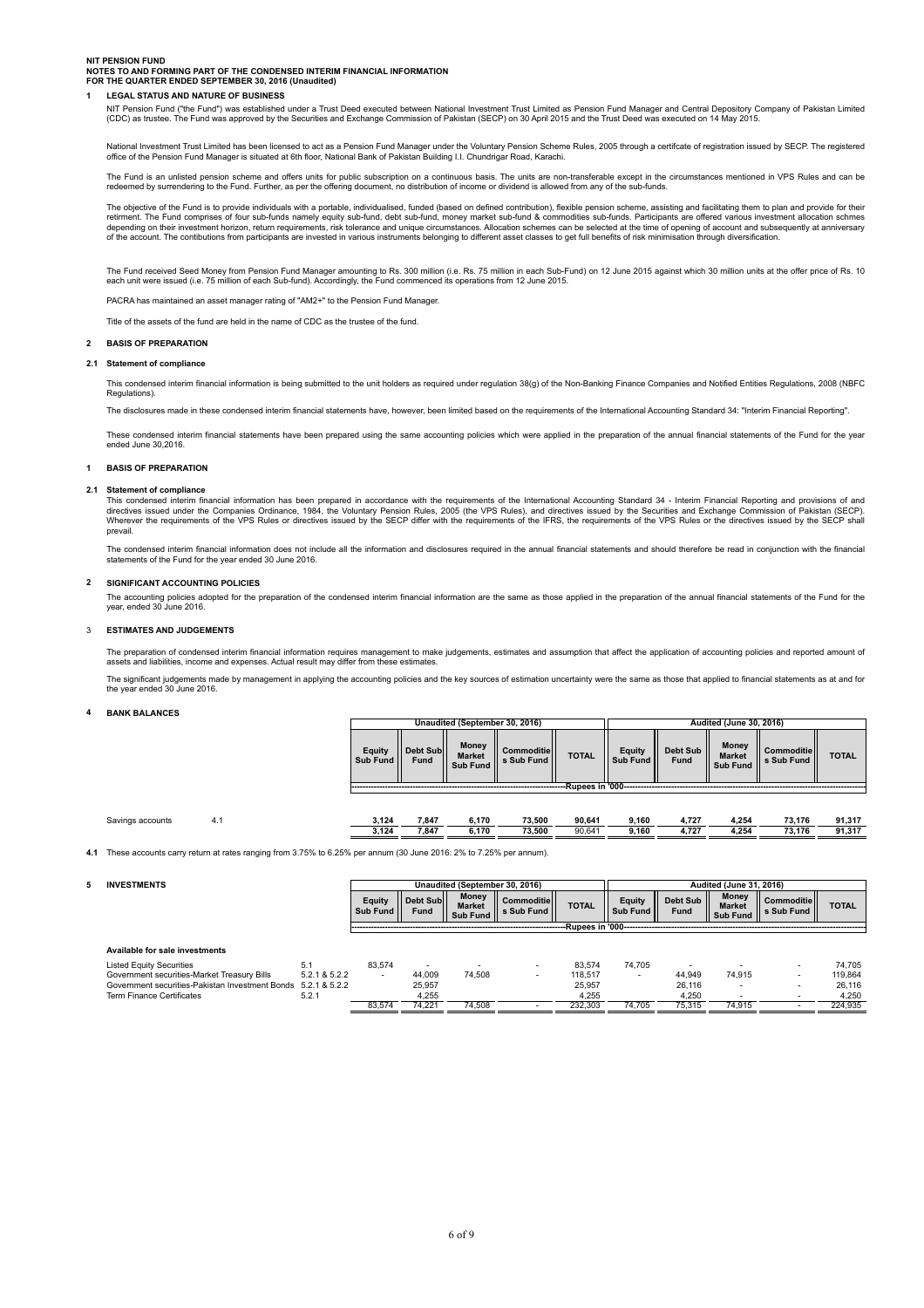**NIT PENSION FUND**
**NOTES TO AND FORMING PART OF THE CONDENSED INTERIM FINANCIAL INFORMATION**
**FOR THE QUARTER ENDED SEPTEMBER 30, 2016 (Unaudited)**

## 1 LEGAL STATUS AND NATURE OF BUSINESS

NIT Pension Fund ("the Fund") was established under a Trust Deed executed between National Investment Trust Limited as Pension Fund Manager and Central Depository Company of Pakistan Limited (CDC) as trustee. The Fund was approved by the Securities and Exchange Commission of Pakistan (SECP) on 30 April 2015 and the Trust Deed was executed on 14 May 2015.

National Investment Trust Limited has been licensed to act as a Pension Fund Manager under the Voluntary Pension Scheme Rules, 2005 through a certifcate of registration issued by SECP. The registered office of the Pension Fund Manager is situated at 6th floor, National Bank of Pakistan Building I.I. Chundrigar Road, Karachi.

The Fund is an unlisted pension scheme and offers units for public subscription on a continuous basis. The units are non-transferable except in the circumstances mentioned in VPS Rules and can be redeemed by surrendering to the Fund. Further, as per the offering document, no distribution of income or dividend is allowed from any of the sub-funds.

The objective of the Fund is to provide individuals with a portable, individualised, funded (based on defined contribution), flexible pension scheme, assisting and facilitating them to plan and provide for their retirment. The Fund comprises of four sub-funds namely equity sub-fund, debt sub-fund, money market sub-fund & commodities sub-funds. Participants are offered various investment allocation schmes depending on their investment horizon, return requirements, risk tolerance and unique circumstances. Allocation schemes can be selected at the time of opening of account and subsequently at anniversary of the account. The contibutions from participants are invested in various instruments belonging to different asset classes to get full benefits of risk minimisation through diversification.

The Fund received Seed Money from Pension Fund Manager amounting to Rs. 300 million (i.e. Rs. 75 million in each Sub-Fund) on 12 June 2015 against which 30 million units at the offer price of Rs. 10 each unit were issued (i.e. 75 million of each Sub-fund). Accordingly, the Fund commenced its operations from 12 June 2015.

PACRA has maintained an asset manager rating of "AM2+" to the Pension Fund Manager.

Title of the assets of the fund are held in the name of CDC as the trustee of the fund.

## 2 BASIS OF PREPARATION

### 2.1 Statement of compliance

This condensed interim financial information is being submitted to the unit holders as required under regulation 38(g) of the Non-Banking Finance Companies and Notified Entities Regulations, 2008 (NBFC Regulations).

The disclosures made in these condensed interim financial statements have, however, been limited based on the requirements of the International Accounting Standard 34: "Interim Financial Reporting".

These condensed interim financial statements have been prepared using the same accounting policies which were applied in the preparation of the annual financial statements of the Fund for the year ended June 30,2016.

## 1 BASIS OF PREPARATION

### 2.1 Statement of compliance

This condensed interim financial information has been prepared in accordance with the requirements of the International Accounting Standard 34 - Interim Financial Reporting and provisions of and directives issued under the Companies Ordinance, 1984, the Voluntary Pension Rules, 2005 (the VPS Rules), and directives issued by the Securities and Exchange Commission of Pakistan (SECP). Wherever the requirements of the VPS Rules or directives issued by the SECP differ with the requirements of the IFRS, the requirements of the VPS Rules or the directives issued by the SECP shall prevail.

The condensed interim financial information does not include all the information and disclosures required in the annual financial statements and should therefore be read in conjunction with the financial statements of the Fund for the year ended 30 June 2016.

## 2 SIGNIFICANT ACCOUNTING POLICIES

The accounting policies adopted for the preparation of the condensed interim financial information are the same as those applied in the preparation of the annual financial statements of the Fund for the year, ended 30 June 2016.

## 3 ESTIMATES AND JUDGEMENTS

The preparation of condensed interim financial information requires management to make judgements, estimates and assumption that affect the application of accounting policies and reported amount of assets and liabilities, income and expenses. Actual result may differ from these estimates.

The significant judgements made by management in applying the accounting policies and the key sources of estimation uncertainty were the same as those that applied to financial statements as at and for the year ended 30 June 2016.

## 4 BANK BALANCES

| | | Unaudited (September 30, 2016) | | | | | Audited (June 30, 2016) | | | | |
|---|---|---|---|---|---|---|---|---|---|---|---|
| | | Equity Sub Fund | Debt Sub Fund | Money Market Sub Fund | Commodities Sub Fund | TOTAL | Equity Sub Fund | Debt Sub Fund | Money Market Sub Fund | Commodities Sub Fund | TOTAL |
| | | Rupees in '000 | | | | | | | | | |
| Savings accounts | 4.1 | 3,124 | 7,847 | 6,170 | 73,500 | 90,641 | 9,160 | 4,727 | 4,254 | 73,176 | 91,317 |
| | | 3,124 | 7,847 | 6,170 | 73,500 | 90,641 | 9,160 | 4,727 | 4,254 | 73,176 | 91,317 |

**4.1** These accounts carry return at rates ranging from 3.75% to 6.25% per annum (30 June 2016: 2% to 7.25% per annum).

## 5 INVESTMENTS

| | | Unaudited (September 30, 2016) | | | | | Audited (June 31, 2016) | | | | |
|---|---|---|---|---|---|---|---|---|---|---|---|
| | | Equity Sub Fund | Debt Sub Fund | Money Market Sub Fund | Commodities Sub Fund | TOTAL | Equity Sub Fund | Debt Sub Fund | Money Market Sub Fund | Commodities Sub Fund | TOTAL |
| | | Rupees in '000 | | | | | | | | | |
| **Available for sale investments** | | | | | | | | | | | |
| Listed Equity Securities | 5.1 | 83,574 | - | - | - | 83,574 | 74,705 | - | - | - | 74,705 |
| Government securities-Market Treasury Bills | 5.2.1 & 5.2.2 | - | 44,009 | 74,508 | - | 118,517 | - | 44,949 | 74,915 | - | 119,864 |
| Government securities-Pakistan Investment Bonds | 5.2.1 & 5.2.2 | | 25,957 | | | 25,957 | | 26,116 | - | - | 26,116 |
| Term Finance Certificates | 5.2.1 | | 4,255 | | | 4,255 | | 4,250 | - | - | 4,250 |
| | | 83,574 | 74,221 | 74,508 | - | 232,303 | 74,705 | 75,315 | 74,915 | - | 224,935 |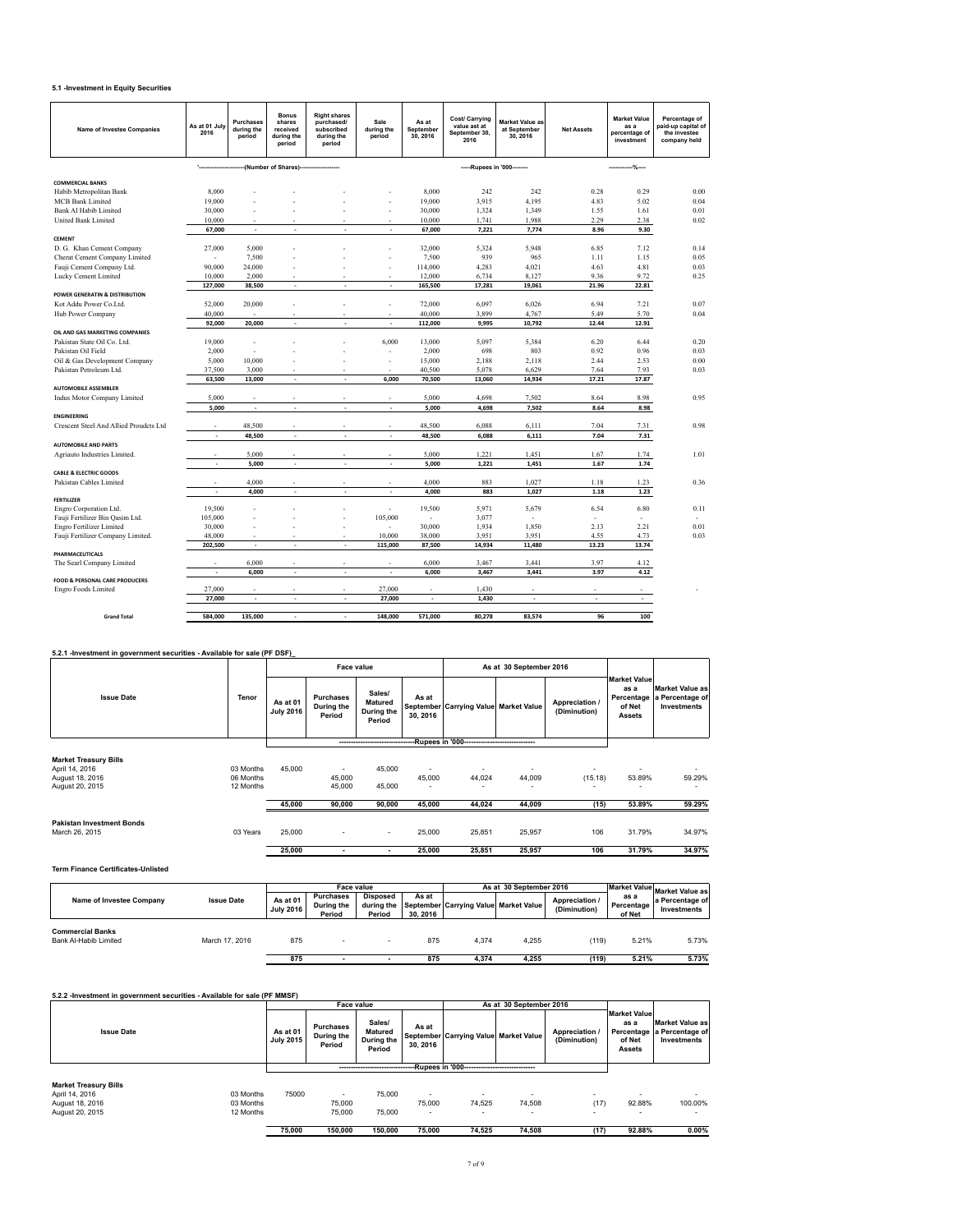### 5.1 -Investment in Equity Securities

| Name of Investee Companies | As at 01 July 2016 | Purchases during the period | Bonus shares received during the period | Right shares purchased/ subscribed during the period | Sale during the period | As at September 30, 2016 | Cost/ Carrying value ast at September 30, 2016 | Market Value as at September 30, 2016 | Net Assets | Market Value as a percentage of investment | Percentage of paid-up capital of the investee company held |
|---|---|---|---|---|---|---|---|---|---|---|---|
| | (Number of Shares) | | | | | | -----Rupees in '000-------- | | | ------------%---- | |
| **COMMERCIAL BANKS** | | | | | | | | | | | |
| Habib Metropolitan Bank | 8,000 | - | - | - | - | 8,000 | 242 | 242 | 0.28 | 0.29 | 0.00 |
| MCB Bank Limited | 19,000 | - | - | - | - | 19,000 | 3,915 | 4,195 | 4.83 | 5.02 | 0.04 |
| Bank Al Habib Limited | 30,000 | - | - | - | - | 30,000 | 1,324 | 1,349 | 1.55 | 1.61 | 0.01 |
| United Bank Limited | 10,000 | - | - | - | - | 10,000 | 1,741 | 1,988 | 2.29 | 2.38 | 0.02 |
| | 67,000 | - | - | - | - | 67,000 | 7,221 | 7,774 | 8.96 | 9.30 | |
| **CEMENT** | | | | | | | | | | | |
| D. G. Khan Cement Company | 27,000 | 5,000 | - | - | - | 32,000 | 5,324 | 5,948 | 6.85 | 7.12 | 0.14 |
| Cherat Cement Company Limited | - | 7,500 | - | - | - | 7,500 | 939 | 965 | 1.11 | 1.15 | 0.05 |
| Fauji Cement Company Ltd. | 90,000 | 24,000 | - | - | - | 114,000 | 4,283 | 4,021 | 4.63 | 4.81 | 0.03 |
| Lucky Cement Limited | 10,000 | 2,000 | - | - | - | 12,000 | 6,734 | 8,127 | 9.36 | 9.72 | 0.25 |
| | 127,000 | 38,500 | - | - | - | 165,500 | 17,281 | 19,061 | 21.96 | 22.81 | |
| **POWER GENERATIN & DISTRIBUTION** | | | | | | | | | | | |
| Kot Addu Power Co.Ltd. | 52,000 | 20,000 | - | - | - | 72,000 | 6,097 | 6,026 | 6.94 | 7.21 | 0.07 |
| Hub Power Company | 40,000 | - | - | - | - | 40,000 | 3,899 | 4,767 | 5.49 | 5.70 | 0.04 |
| | 92,000 | 20,000 | - | - | - | 112,000 | 9,995 | 10,792 | 12.44 | 12.91 | |
| **OIL AND GAS MARKETING COMPANIES** | | | | | | | | | | | |
| Pakistan State Oil Co. Ltd. | 19,000 | - | - | - | 6,000 | 13,000 | 5,097 | 5,384 | 6.20 | 6.44 | 0.20 |
| Pakistan Oil Field | 2,000 | - | - | - | - | 2,000 | 698 | 803 | 0.92 | 0.96 | 0.03 |
| Oil & Gas Development Company | 5,000 | 10,000 | - | - | - | 15,000 | 2,188 | 2,118 | 2.44 | 2.53 | 0.00 |
| Pakistan Petroleum Ltd. | 37,500 | 3,000 | - | - | - | 40,500 | 5,078 | 6,629 | 7.64 | 7.93 | 0.03 |
| | 63,500 | 13,000 | - | - | 6,000 | 70,500 | 13,060 | 14,934 | 17.21 | 17.87 | |
| **AUTOMOBILE ASSEMBLER** | | | | | | | | | | | |
| Indus Motor Company Limited | 5,000 | - | - | - | - | 5,000 | 4,698 | 7,502 | 8.64 | 8.98 | 0.95 |
| | 5,000 | - | - | - | - | 5,000 | 4,698 | 7,502 | 8.64 | 8.98 | |
| **ENGINEERING** | | | | | | | | | | | |
| Crescent Steel And Allied Proudcts Ltd | - | 48,500 | - | - | - | 48,500 | 6,088 | 6,111 | 7.04 | 7.31 | 0.98 |
| | - | 48,500 | - | - | - | 48,500 | 6,088 | 6,111 | 7.04 | 7.31 | |
| **AUTOMOBILE AND PARTS** | | | | | | | | | | | |
| Agriauto Industries Limited. | - | 5,000 | - | - | - | 5,000 | 1,221 | 1,451 | 1.67 | 1.74 | 1.01 |
| | - | 5,000 | - | - | - | 5,000 | 1,221 | 1,451 | 1.67 | 1.74 | |
| **CABLE & ELECTRIC GOODS** | | | | | | | | | | | |
| Pakistan Cables Limited | - | 4,000 | - | - | - | 4,000 | 883 | 1,027 | 1.18 | 1.23 | 0.36 |
| | - | 4,000 | - | - | - | 4,000 | 883 | 1,027 | 1.18 | 1.23 | |
| **FERTILIZER** | | | | | | | | | | | |
| Engro Corporation Ltd. | 19,500 | - | - | - | - | 19,500 | 5,971 | 5,679 | 6.54 | 6.80 | 0.11 |
| Fauji Fertilizer Bin Qasim Ltd. | 105,000 | - | - | - | 105,000 | - | 3,077 | - | - | - | - |
| Engro Fertilizer Limited | 30,000 | - | - | - | - | 30,000 | 1,934 | 1,850 | 2.13 | 2.21 | 0.01 |
| Fauji Fertilizer Company Limited. | 48,000 | - | - | - | 10,000 | 38,000 | 3,951 | 3,951 | 4.55 | 4.73 | 0.03 |
| | 202,500 | - | - | - | 115,000 | 87,500 | 14,934 | 11,480 | 13.23 | 13.74 | |
| **PHARMACEUTICALS** | | | | | | | | | | | |
| The Searl Company Limited | - | 6,000 | - | - | - | 6,000 | 3,467 | 3,441 | 3.97 | 4.12 | |
| | - | 6,000 | - | - | - | 6,000 | 3,467 | 3,441 | 3.97 | 4.12 | |
| **FOOD & PERSONAL CARE PRODUCERS** | | | | | | | | | | | |
| Engro Foods Limited | 27,000 | - | - | - | 27,000 | - | 1,430 | - | - | - | - |
| | 27,000 | - | - | - | 27,000 | - | 1,430 | - | - | - | |
| **Grand Total** | 584,000 | 135,000 | - | - | 148,000 | 571,000 | 80,278 | 83,574 | 96 | 100 | |

### 5.2.1 -Investment in government securities - Available for sale (PF DSF)_

| Issue Date | Tenor | Face value | | | | As at 30 September 2016 | | | Market Value as a Percentage of Net Assets | Market Value as a Percentage of Investments |
|---|---|---|---|---|---|---|---|---|---|---|
| | | As at 01 July 2016 | Purchases During the Period | Sales/ Matured During the Period | As at September 30, 2016 | Carrying Value | Market Value | Appreciation / (Diminution) | | |
| | | Rupees in '000 | | | | | | | | |
| **Market Treasury Bills** | | | | | | | | | | |
| April 14, 2016 | 03 Months | 45,000 | - | 45,000 | - | - | - | - | - | - |
| August 18, 2016 | 06 Months | | 45,000 | | 45,000 | 44,024 | 44,009 | (15.18) | 53.89% | 59.29% |
| August 20, 2015 | 12 Months | | 45,000 | 45,000 | - | - | - | - | - | - |
| | | 45,000 | 90,000 | 90,000 | 45,000 | 44,024 | 44,009 | (15) | 53.89% | 59.29% |
| **Pakistan Investment Bonds** | | | | | | | | | | |
| March 26, 2015 | 03 Years | 25,000 | - | - | 25,000 | 25,851 | 25,957 | 106 | 31.79% | 34.97% |
| | | 25,000 | - | - | 25,000 | 25,851 | 25,957 | 106 | 31.79% | 34.97% |

**Term Finance Certificates-Unlisted**

| Name of Investee Company | Issue Date | Face value | | | | As at 30 September 2016 | | | Market Value as a Percentage of Net | Market Value as a Percentage of Investments |
|---|---|---|---|---|---|---|---|---|---|---|
| | | As at 01 July 2016 | Purchases During the Period | Disposed during the Period | As at September 30, 2016 | Carrying Value | Market Value | Appreciation / (Diminution) | | |
| **Commercial Banks** | | | | | | | | | | |
| Bank Al-Habib Limited | March 17, 2016 | 875 | - | - | 875 | 4,374 | 4,255 | (119) | 5.21% | 5.73% |
| | | 875 | - | - | 875 | 4,374 | 4,255 | (119) | 5.21% | 5.73% |

### 5.2.2 -Investment in government securities - Available for sale (PF MMSF)

| Issue Date | | Face value | | | | As at 30 September 2016 | | | Market Value as a Percentage of Net Assets | Market Value as a Percentage of Investments |
|---|---|---|---|---|---|---|---|---|---|---|
| | | As at 01 July 2015 | Purchases During the Period | Sales/ Matured During the Period | As at September 30, 2016 | Carrying Value | Market Value | Appreciation / (Diminution) | | |
| | | Rupees in '000 | | | | | | | | |
| **Market Treasury Bills** | | | | | | | | | | |
| April 14, 2016 | 03 Months | 75000 | - | 75,000 | - | - | - | - | - | - |
| August 18, 2016 | 03 Months | | 75,000 | | 75,000 | 74,525 | 74,508 | (17) | 92.88% | 100.00% |
| August 20, 2015 | 12 Months | | 75,000 | 75,000 | - | - | - | - | - | - |
| | | 75,000 | 150,000 | 150,000 | 75,000 | 74,525 | 74,508 | (17) | 92.88% | 0.00% |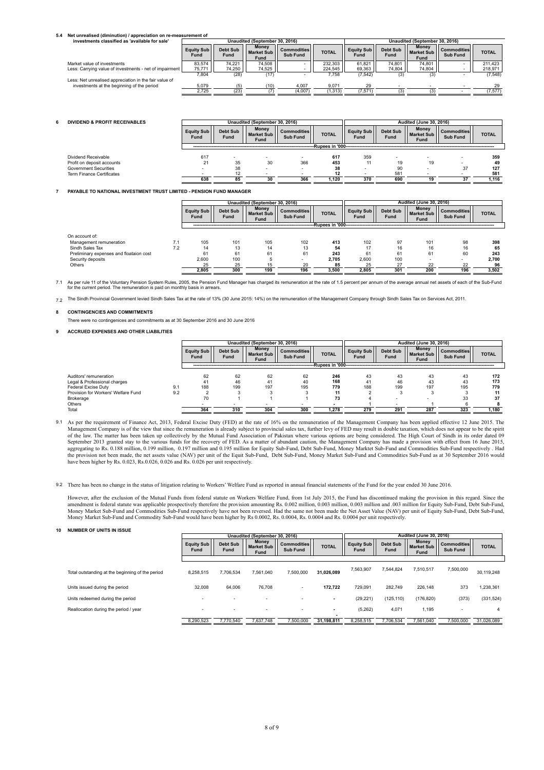### 5.4 Net unrealised (diminution) / appreciation on re-measurement of investments classified as 'available for sale'

| | Unaudited (September 30, 2016) | | | | | Unaudited (September 30, 2016) | | | | |
|---|---|---|---|---|---|---|---|---|---|---|
| | Equity Sub Fund | Debt Sub Fund | Money Market Sub Fund | Commodities Sub Fund | TOTAL | Equity Sub Fund | Debt Sub Fund | Money Market Sub Fund | Commodities Sub Fund | TOTAL |
| Market value of investments | 83,574 | 74,221 | 74,508 | - | 232,303 | 61,821 | 74,801 | 74,801 | - | 211,423 |
| Less: Carrying value of investments - net of impairment | 75,771 | 74,250 | 74,525 | - | 224,545 | 69,363 | 74,804 | 74,804 | - | 218,971 |
| | 7,804 | (28) | (17) | - | 7,758 | (7,542) | (3) | (3) | - | (7,548) |
| Less: Net unrealised appreciation in the fair value of investments at the beginning of the period | 5,079 | (5) | (10) | 4,007 | 9,071 | 29 | - | - | - | 29 |
| | 2,725 | (23) | (7) | (4,007) | (1,313) | (7,571) | (3) | (3) | - | (7,577) |

## 6 DIVIDEND & PROFIT RECEIVABLES

| | Unaudited (September 30, 2016) | | | | | Audited (June 30, 2016) | | | | |
|---|---|---|---|---|---|---|---|---|---|---|
| | Equity Sub Fund | Debt Sub Fund | Money Market Sub Fund | Commodities Sub Fund | TOTAL | Equity Sub Fund | Debt Sub Fund | Money Market Sub Fund | Commodities Sub Fund | TOTAL |
| | Rupees in '000 | | | | | | | | | |
| Dividend Receivable | 617 | - | - | - | 617 | 359 | - | - | - | 359 |
| Profit on deposit accounts | 21 | 35 | 30 | 366 | 453 | 11 | 19 | 19 | - | 49 |
| Government Securities | - | 38 | - | - | 38 | - | 90 | - | 37 | 127 |
| Term Finance Certificates | - | 12 | - | - | 12 | - | 581 | - | - | 581 |
| | 638 | 85 | 30 | 366 | 1,120 | 370 | 690 | 19 | 37 | 1,116 |

## 7 PAYABLE TO NATIONAL INVESTMENT TRUST LIMITED - PENSION FUND MANAGER

| | | Unaudited (September 30, 2016) | | | | | Audited (June 30, 2016) | | | | |
|---|---|---|---|---|---|---|---|---|---|---|---|
| | | Equity Sub Fund | Debt Sub Fund | Money Market Sub Fund | Commodities Sub Fund | TOTAL | Equity Sub Fund | Debt Sub Fund | Money Market Sub Fund | Commodities Sub Fund | TOTAL |
| | | Rupees in '000 | | | | | | | | | |
| On account of: | | | | | | | | | | | |
| Management remuneration | 7.1 | 105 | 101 | 105 | 102 | 413 | 102 | 97 | 101 | 98 | 398 |
| Sindh Sales Tax | 7.2 | 14 | 13 | 14 | 13 | 54 | 17 | 16 | 16 | 16 | 65 |
| Preliminary expenses and floataion cost | | 61 | 61 | 61 | 61 | 243 | 61 | 61 | 61 | 60 | 243 |
| Security deposits | | 2,600 | 100 | 5 | - | 2,705 | 2,600 | 100 | - | - | 2,700 |
| Others | | 25 | 25 | 15 | 20 | 85 | 25 | 27 | 22 | 22 | 96 |
| | | 2,805 | 300 | 199 | 196 | 3,500 | 2,805 | 301 | 200 | 196 | 3,502 |

7.1 As per rule 11 of the Voluntary Pension System Rules, 2005, the Pension Fund Manager has charged its remuneration at the rate of 1.5 percent per annum of the average annual net assets of each of the Sub-Fund for the current period. The remuneration is paid on monthly basis in arrears.

7.2 The Sindh Provincial Government levied Sindh Sales Tax at the rate of 13% (30 June 2015: 14%) on the remuneration of the Management Company through Sindh Sales Tax on Services Act, 2011.

## 8 CONTINGENCIES AND COMMITMENTS

There were no contingenices and commitments as at 30 September 2016 and 30 June 2016

## 9 ACCRUED EXPENSES AND OTHER LIABILITIES

| | | Unaudited (September 30, 2016) | | | | | Audited (June 30, 2016) | | | | |
|---|---|---|---|---|---|---|---|---|---|---|---|
| | | Equity Sub Fund | Debt Sub Fund | Money Market Sub Fund | Commodities Sub Fund | TOTAL | Equity Sub Fund | Debt Sub Fund | Money Market Sub Fund | Commodities Sub Fund | TOTAL |
| | | Rupees in '000 | | | | | | | | | |
| Auditors' remuneration | | 62 | 62 | 62 | 62 | 246 | 43 | 43 | 43 | 43 | 172 |
| Legal & Professional charges | | 41 | 46 | 41 | 40 | 168 | 41 | 46 | 43 | 43 | 173 |
| Federal Excise Duty | 9.1 | 188 | 199 | 197 | 195 | 779 | 188 | 199 | 197 | 195 | 779 |
| Provision for Workers' Welfare Fund | 9.2 | 2 | 3 | 3 | 3 | 11 | 2 | 3 | 3 | 3 | 11 |
| Brokerage | | 70 | 1 | 1 | 1 | 73 | 4 | - | - | 33 | 37 |
| Others | | - | - | - | - | - | 1 | - | 1 | 6 | 8 |
| Total | | 364 | 310 | 304 | 300 | 1,278 | 279 | 291 | 287 | 323 | 1,180 |

9.1 As per the requirement of Finance Act, 2013, Federal Excise Duty (FED) at the rate of 16% on the remuneration of the Management Company has been applied effective 12 June 2015. The Management Company is of the view that since the remuneration is already subject to provincial sales tax, further levy of FED may result in double taxation, which does not appear to be the spirit of the law. The matter has been taken up collectively by the Mutual Fund Association of Pakistan where various options are being considered. The High Court of Sindh in its order dated 09 September 2013 granted stay to the various funds for the recovery of FED. As a matter of abundant caution, the Management Company has made a provision with effect from 16 June 2015, aggregating to Rs. 0.188 million, 0.199 million, 0.197 million and 0.195 million for Equity Sub-Fund, Debt Sub-Fund, Money Marktet Sub-Fund and Commodities Sub-Fund respectively . Had the provision not been made, the net assets value (NAV) per unit of the Equit Sub-Fund, Debt Sub-Fund, Money Market Sub-Fund and Commodities Sub-Fund as at 30 September 2016 would have been higher by Rs. 0.023, Rs.0.026, 0.026 and Rs. 0.026 per unit respectively.

9.2 There has been no change in the status of litigation relating to Workers' Welfare Fund as reported in annual financial statements of the Fund for the year ended 30 June 2016.

However, after the exclusion of the Mutual Funds from federal statute on Workers Welfare Fund, from 1st July 2015, the Fund has discontinued making the provision in this regard. Since the amendment is federal statute was applicable prospectively therefore the provision amounting Rs. 0.002 million, 0.003 million, 0.003 million and .003 million for Equity Sub-Fund, Debt Sub-Fund, Money Market Sub-Fund and Commodities Sub-Fund respectively have not been reversed. Had the same not been made the Net Asset Value (NAV) per unit of Equity Sub-Fund, Debt Sub-Fund, Money Market Sub-Fund and Commodity Sub-Fund would have been higher by Rs 0.0002, Rs. 0.0004, Rs. 0.0004 and Rs. 0.0004 per unit respectively.

## 10 NUMBER OF UNITS IN ISSUE

| | Unaudited (September 30, 2016) | | | | | Audited (June 30, 2016) | | | | |
|---|---|---|---|---|---|---|---|---|---|---|
| | Equity Sub Fund | Debt Sub Fund | Money Market Sub Fund | Commodities Sub Fund | TOTAL | Equity Sub Fund | Debt Sub Fund | Money Market Sub Fund | Commodities Sub Fund | TOTAL |
| Total outstanding at the beginning of the period | 8,258,515 | 7,706,534 | 7,561,040 | 7,500,000 | 31,026,089 | 7,563,907 | 7,544,824 | 7,510,517 | 7,500,000 | 30,119,248 |
| Units issued during the period | 32,008 | 64,006 | 76,708 | - | 172,722 | 729,091 | 282,749 | 226,148 | 373 | 1,238,361 |
| Units redeemed during the period | - | - | - | - | - | (29,221) | (125,110) | (176,820) | (373) | (331,524) |
| Reallocation during the period / year | - | - | - | - | - | (5,262) | 4,071 | 1,195 | - | 4 |
| | 8,290,523 | 7,770,540 | 7,637,748 | 7,500,000 | 31,198,811 | 8,258,515 | 7,706,534 | 7,561,040 | 7,500,000 | 31,026,089 |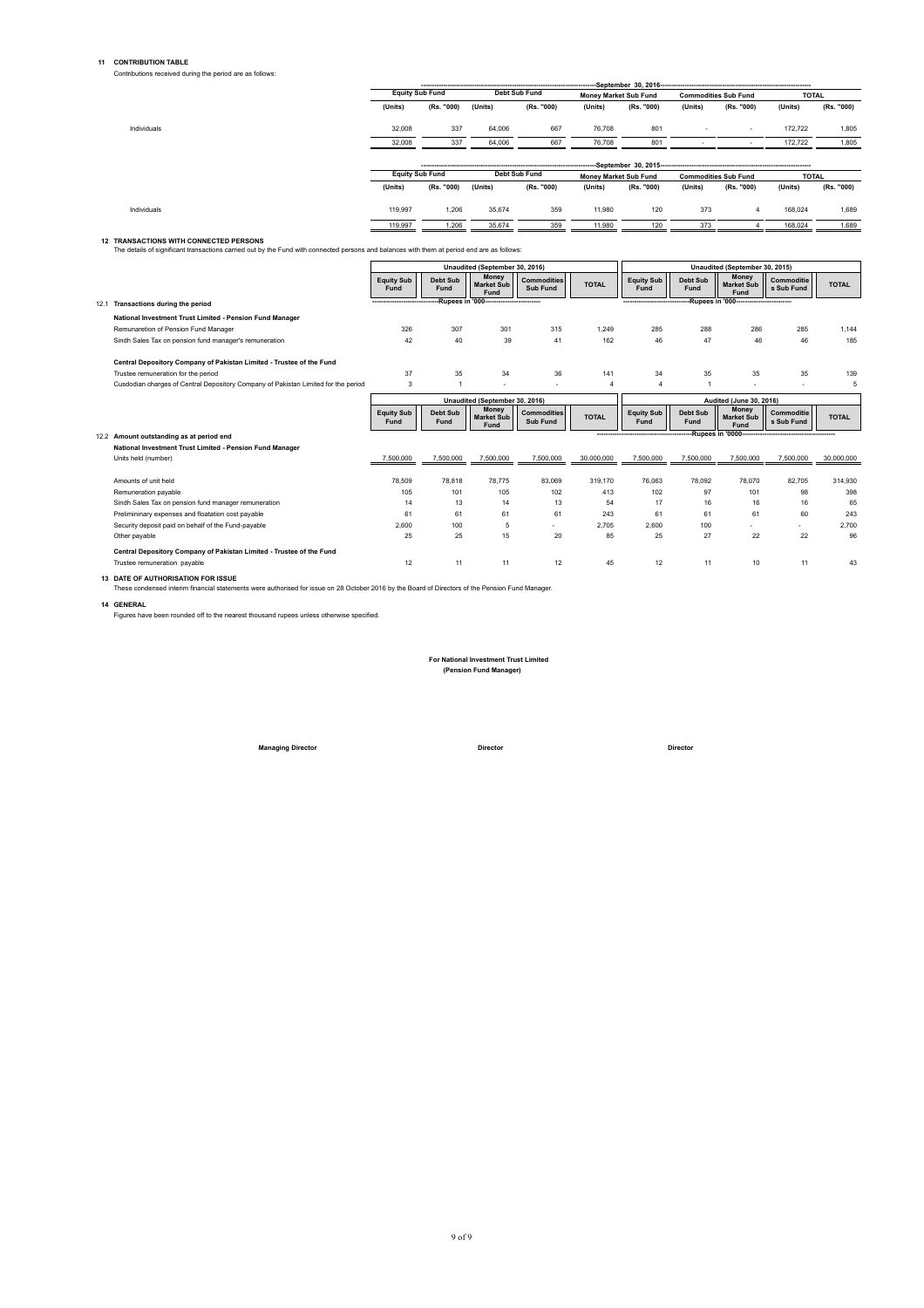**11 CONTRIBUTION TABLE**

Contributions received during the period are as follows:

| | September 30, 2016 | | | | | | | | | |
|---|---|---|---|---|---|---|---|---|---|---|
| | Equity Sub Fund | | Debt Sub Fund | | Money Market Sub Fund | | Commodities Sub Fund | | TOTAL | |
| | (Units) | (Rs. "000) | (Units) | (Rs. "000) | (Units) | (Rs. "000) | (Units) | (Rs. "000) | (Units) | (Rs. "000) |
| Individuals | 32,008 | 337 | 64,006 | 667 | 76,708 | 801 | - | - | 172,722 | 1,805 |
| | 32,008 | 337 | 64,006 | 667 | 76,708 | 801 | - | - | 172,722 | 1,805 |

| | September 30, 2015 | | | | | | | | | |
|---|---|---|---|---|---|---|---|---|---|---|
| | Equity Sub Fund | | Debt Sub Fund | | Money Market Sub Fund | | Commodities Sub Fund | | TOTAL | |
| | (Units) | (Rs. "000) | (Units) | (Rs. "000) | (Units) | (Rs. "000) | (Units) | (Rs. "000) | (Units) | (Rs. "000) |
| Individuals | 119,997 | 1,206 | 35,674 | 359 | 11,980 | 120 | 373 | 4 | 168,024 | 1,689 |
| | 119,997 | 1,206 | 35,674 | 359 | 11,980 | 120 | 373 | 4 | 168,024 | 1,689 |

**12 TRANSACTIONS WITH CONNECTED PERSONS**

The details of significant transactions carried out by the Fund with connected persons and balances with them at period end are as follows:

| | Unaudited (September 30, 2016) | | | | | Unaudited (September 30, 2015) | | | | |
|---|---|---|---|---|---|---|---|---|---|---|
| | Equity Sub Fund | Debt Sub Fund | Money Market Sub Fund | Commodities Sub Fund | TOTAL | Equity Sub Fund | Debt Sub Fund | Money Market Sub Fund | Commodities Sub Fund | TOTAL |
| **12.1 Transactions during the period** | Rupees in '000 | | | | | Rupees in '000 | | | | |
| **National Investment Trust Limited - Pension Fund Manager** | | | | | | | | | | |
| Remunaretion of Pension Fund Manager | 326 | 307 | 301 | 315 | 1,249 | 285 | 288 | 286 | 285 | 1,144 |
| Sindh Sales Tax on pension fund manager's remuneration | 42 | 40 | 39 | 41 | 162 | 46 | 47 | 46 | 46 | 185 |
| **Central Depository Company of Pakistan Limited - Trustee of the Fund** | | | | | | | | | | |
| Trustee remuneration for the period | 37 | 35 | 34 | 36 | 141 | 34 | 35 | 35 | 35 | 139 |
| Cusdodian charges of Central Depository Company of Pakistan Limited for the period | 3 | 1 | - | - | 4 | 4 | 1 | - | - | 5 |

| | Unaudited (September 30, 2016) | | | | | Audited (June 30, 2016) | | | | |
|---|---|---|---|---|---|---|---|---|---|---|
| | Equity Sub Fund | Debt Sub Fund | Money Market Sub Fund | Commodities Sub Fund | TOTAL | Equity Sub Fund | Debt Sub Fund | Money Market Sub Fund | Commodities Sub Fund | TOTAL |
| **12.2 Amount outstanding as at period end** | Rupees in '000 | | | | | | | | | |
| **National Investment Trust Limited - Pension Fund Manager** | | | | | | | | | | |
| Units held (number) | 7,500,000 | 7,500,000 | 7,500,000 | 7,500,000 | 30,000,000 | 7,500,000 | 7,500,000 | 7,500,000 | 7,500,000 | 30,000,000 |
| Amounts of unit held | 78,509 | 78,818 | 78,775 | 83,069 | 319,170 | 76,063 | 78,092 | 78,070 | 82,705 | 314,930 |
| Remuneration payable | 105 | 101 | 105 | 102 | 413 | 102 | 97 | 101 | 98 | 398 |
| Sindh Sales Tax on pension fund manager remuneration | 14 | 13 | 14 | 13 | 54 | 17 | 16 | 16 | 16 | 65 |
| Prelimininary expenses and floatation cost payable | 61 | 61 | 61 | 61 | 243 | 61 | 61 | 61 | 60 | 243 |
| Security deposit paid on behalf of the Fund-payable | 2,600 | 100 | 5 | - | 2,705 | 2,600 | 100 | - | - | 2,700 |
| Other payable | 25 | 25 | 15 | 20 | 85 | 25 | 27 | 22 | 22 | 96 |
| **Central Depository Company of Pakistan Limited - Trustee of the Fund** | | | | | | | | | | |
| Trustee remuneration payable | 12 | 11 | 11 | 12 | 45 | 12 | 11 | 10 | 11 | 43 |

**13 DATE OF AUTHORISATION FOR ISSUE**

These condensed interim financial statements were authorised for issue on 28 October 2016 by the Board of Directors of the Pension Fund Manager.

**14 GENERAL**

Figures have been rounded off to the nearest thousand rupees unless otherwise specified.

**For National Investment Trust Limited**
**(Pension Fund Manager)**

**Managing Director** **Director** **Director**